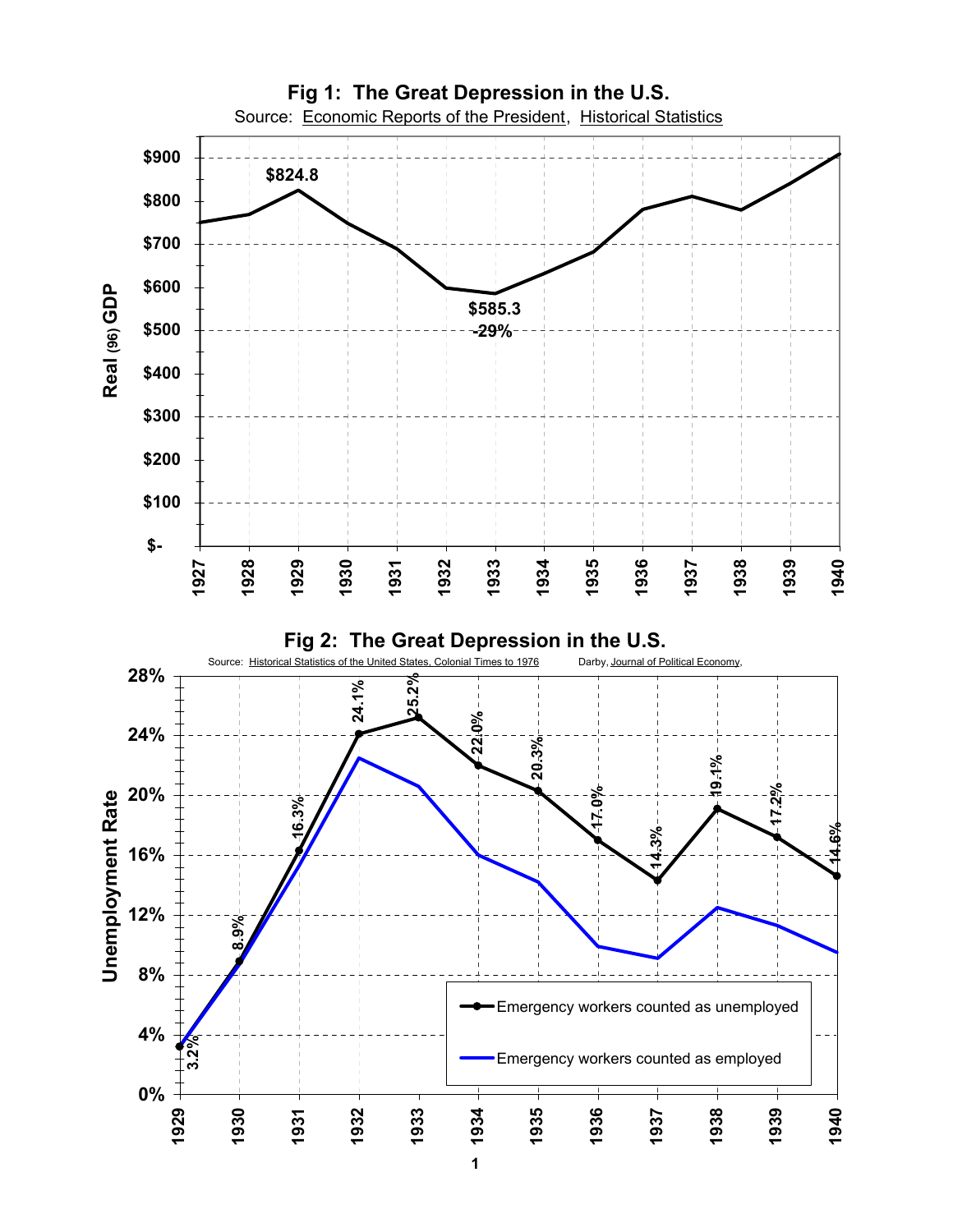## Fig 1: The Great Depression in the U.S.

Source: Economic Reports of the President, Historical Statistics

$824.8

$585.3
-29%

Real (96) GDP

$900
$800
$700
$600
$500
$400
$300
$200
$100
$-

1927 1928 1929 1930 1931 1932 1933 1934 1935 1936 1937 1938 1939 1940

## Fig 2: The Great Depression in the U.S.

Source: Historical Statistics of the United States, Colonial Times to 1976 Darby, Journal of Political Economy,

Unemployment Rate

28%
24%
20%
16%
12%
8%
4%
0%

3.2% 8.9% 16.3% 24.1% 25.2% 22.0% 20.3% 17.0% 14.3% 19.1% 17.2% 14.6%

1929 1930 1931 1932 1933 1934 1935 1936 1937 1938 1939 1940

- Emergency workers counted as unemployed
- Emergency workers counted as employed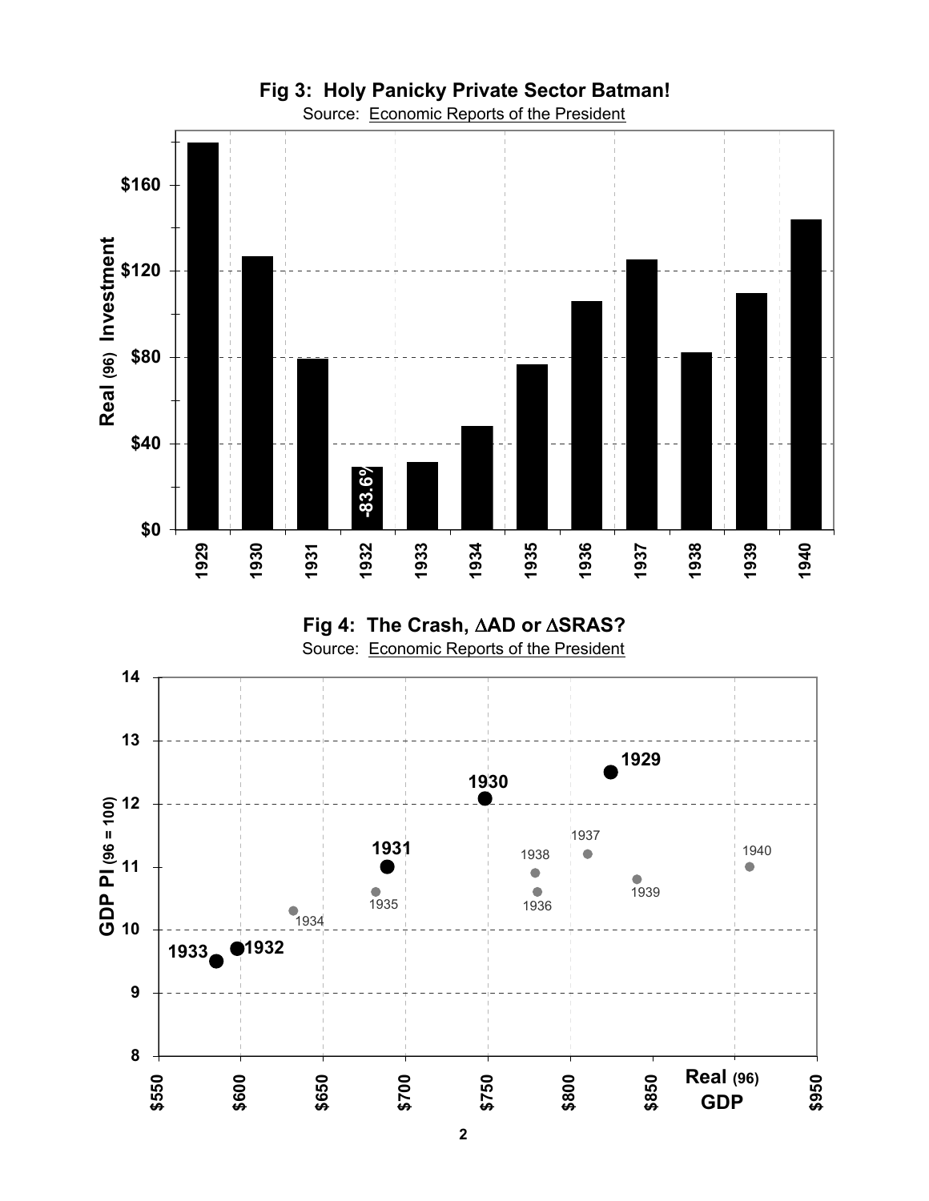**Fig 3: Holy Panicky Private Sector Batman!**

Source: Economic Reports of the President

**Fig 4: The Crash, ΔAD or ΔSRAS?**

Source: Economic Reports of the President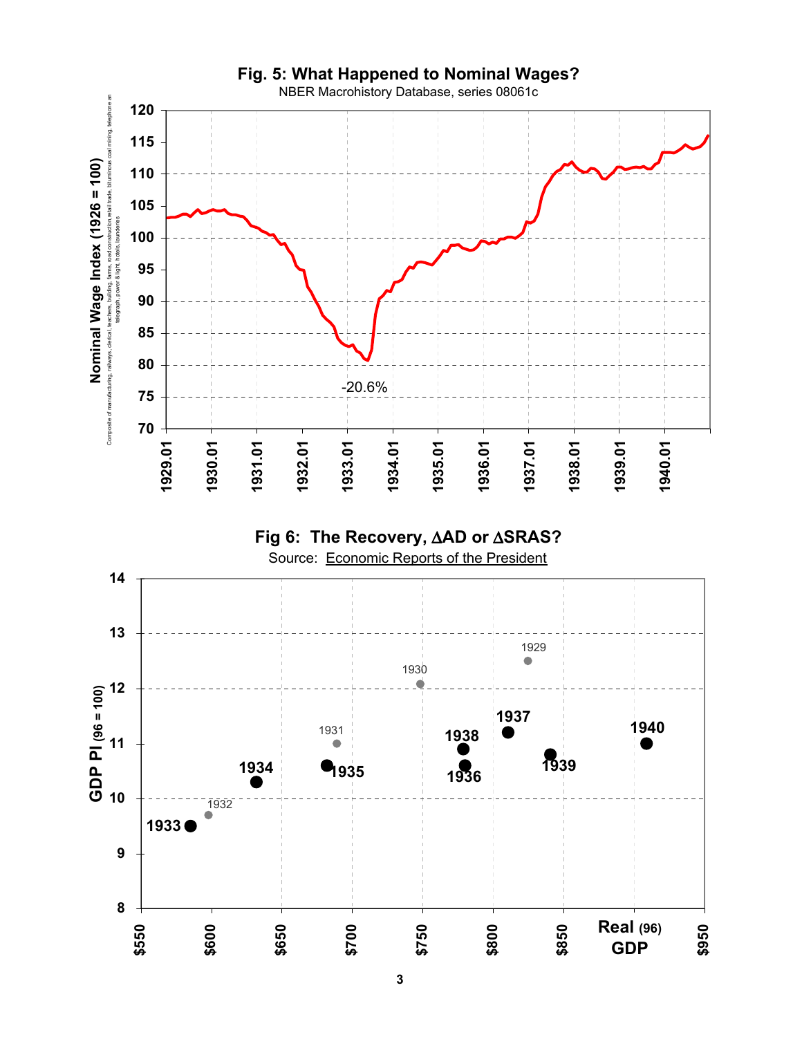**Fig. 5: What Happened to Nominal Wages?**

NBER Macrohistory Database, series 08061c

Nominal Wage Index (1926 = 100)

Composite of manufacturing, railways, clerical, teachers, building, farms, road construction, retail trade, bituminous coal mining, telephone and telegraph, power & light, hotels, laundries

-20.6%

**Fig 6: The Recovery, ΔAD or ΔSRAS?**

Source: Economic Reports of the President

GDP PI (96 = 100)

Real (96) GDP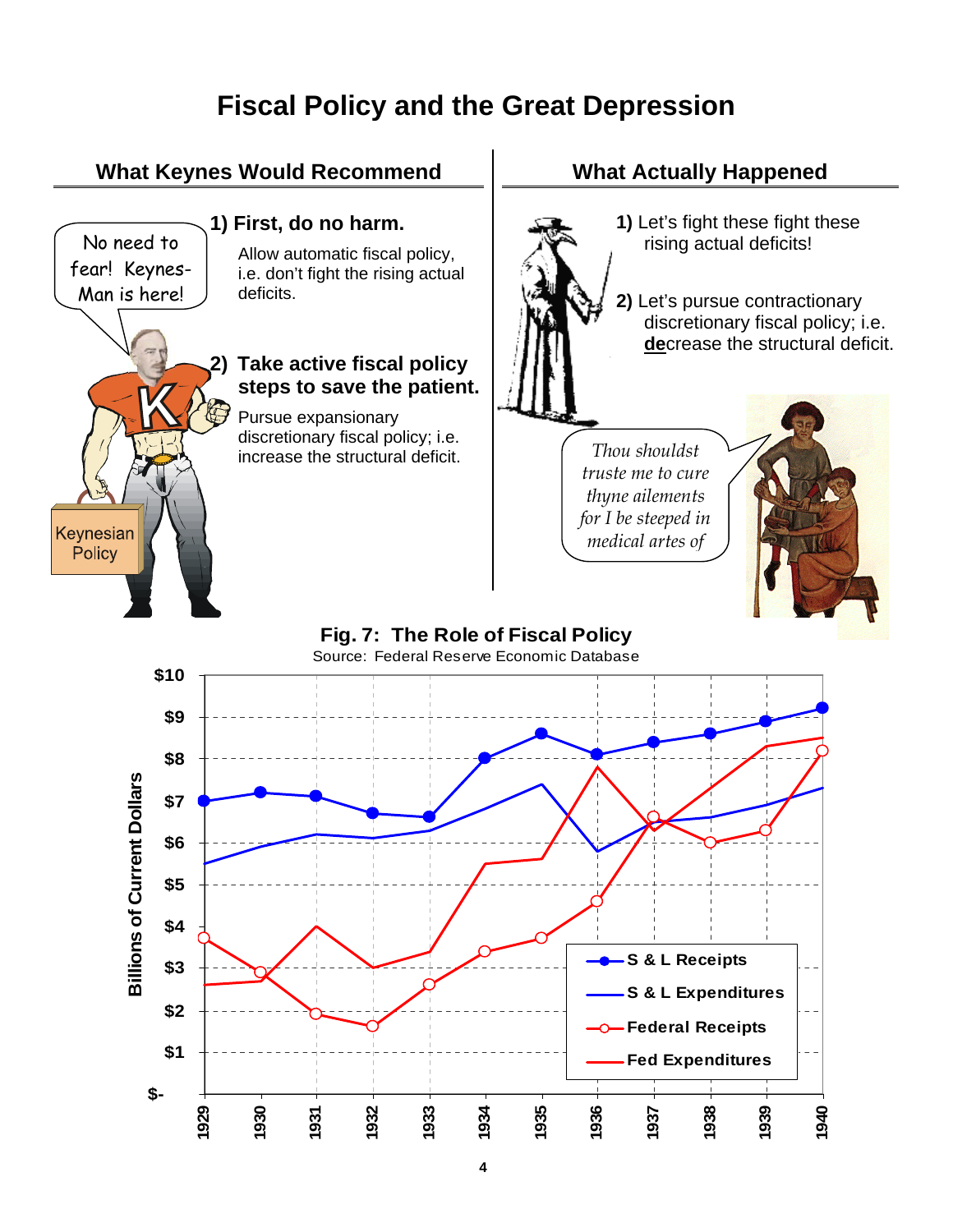# Fiscal Policy and the Great Depression

## What Keynes Would Recommend

No need to fear! Keynes-Man is here!

Keynesian Policy

**1) First, do no harm.**

Allow automatic fiscal policy, i.e. don't fight the rising actual deficits.

**2) Take active fiscal policy steps to save the patient.**

Pursue expansionary discretionary fiscal policy; i.e. increase the structural deficit.

## What Actually Happened

**1)** Let's fight these fight these rising actual deficits!

**2)** Let's pursue contractionary discretionary fiscal policy; i.e. **de**crease the structural deficit.

*Thou shouldst truste me to cure thyne ailements for I be steeped in medical artes of*

**Fig. 7: The Role of Fiscal Policy**

Source: Federal Reserve Economic Database

| Year | S & L Receipts | S & L Expenditures | Federal Receipts | Fed Expenditures |
|---|---|---|---|---|
| 1929 | 7.0 | 5.5 | 3.7 | 2.6 |
| 1930 | 7.2 | 5.9 | 2.9 | 2.7 |
| 1931 | 7.1 | 6.2 | 1.9 | 4.0 |
| 1932 | 6.7 | 6.1 | 1.6 | 3.0 |
| 1933 | 6.6 | 6.3 | 2.6 | 3.4 |
| 1934 | 8.0 | 6.8 | 3.4 | 5.5 |
| 1935 | 8.6 | 7.4 | 3.7 | 5.6 |
| 1936 | 8.1 | 5.8 | 4.6 | 7.8 |
| 1937 | 8.4 | 6.5 | 6.6 | 6.3 |
| 1938 | 8.6 | 6.6 | 6.0 | 7.3 |
| 1939 | 8.9 | 6.9 | 6.3 | 8.3 |
| 1940 | 9.2 | 7.3 | 8.2 | 8.5 |

(Billions of Current Dollars; values approximate, read from chart)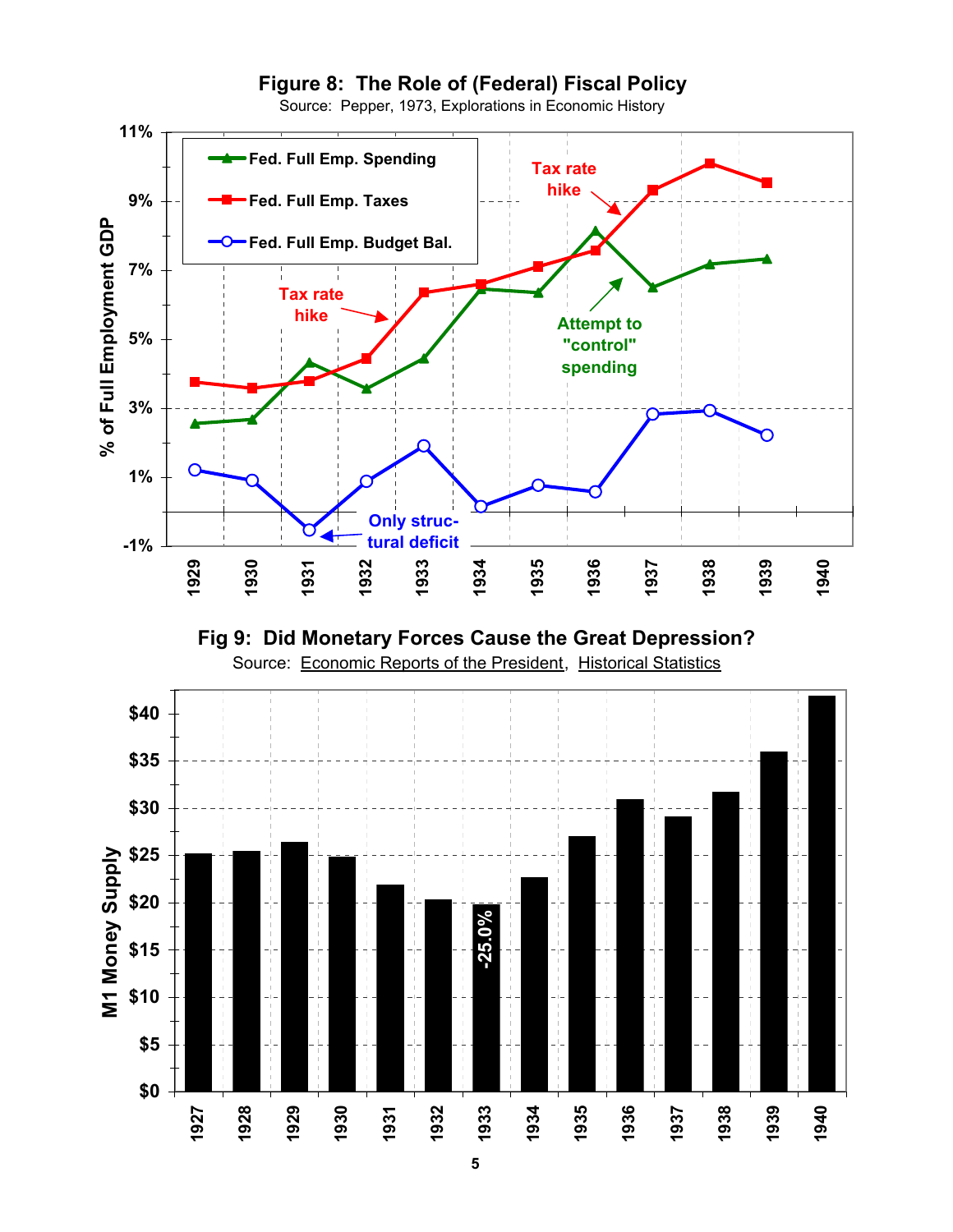**Figure 8: The Role of (Federal) Fiscal Policy**

Source: Pepper, 1973, Explorations in Economic History

**Fig 9: Did Monetary Forces Cause the Great Depression?**

Source: Economic Reports of the President, Historical Statistics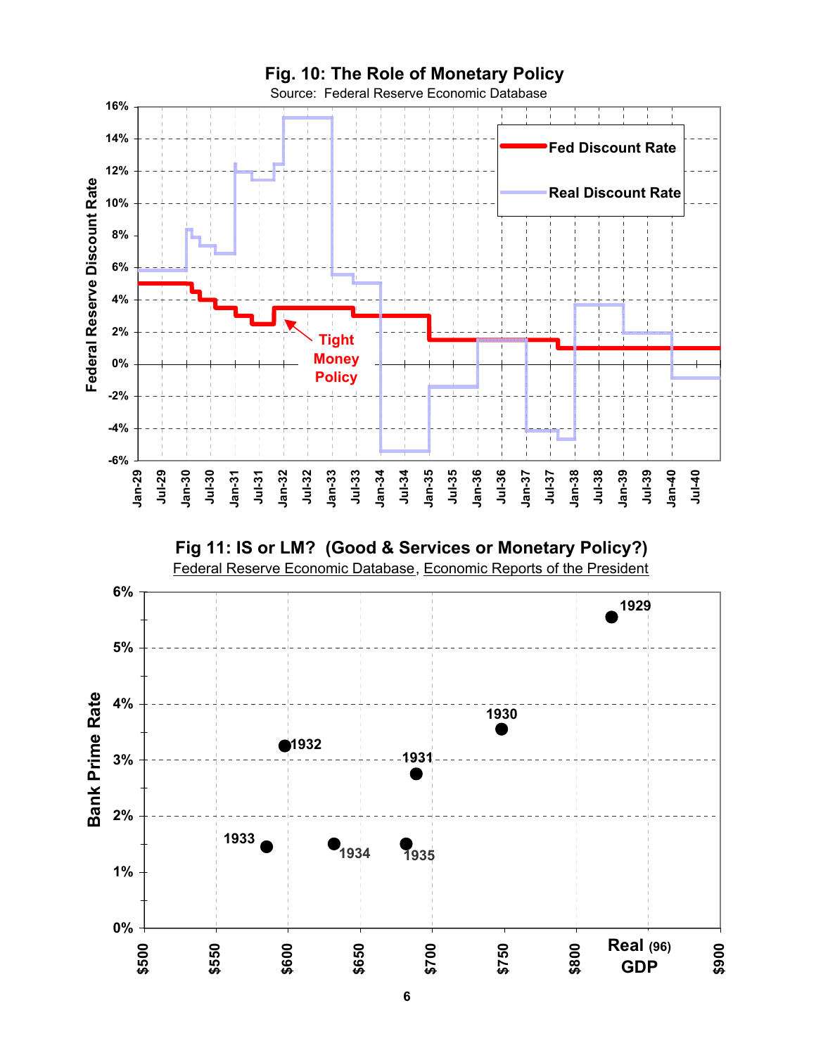## Fig. 10: The Role of Monetary Policy

Source: Federal Reserve Economic Database

Federal Reserve Discount Rate

Fed Discount Rate

Real Discount Rate

Tight Money Policy

## Fig 11: IS or LM? (Good & Services or Monetary Policy?)

Federal Reserve Economic Database, Economic Reports of the President

Bank Prime Rate

Real (96) GDP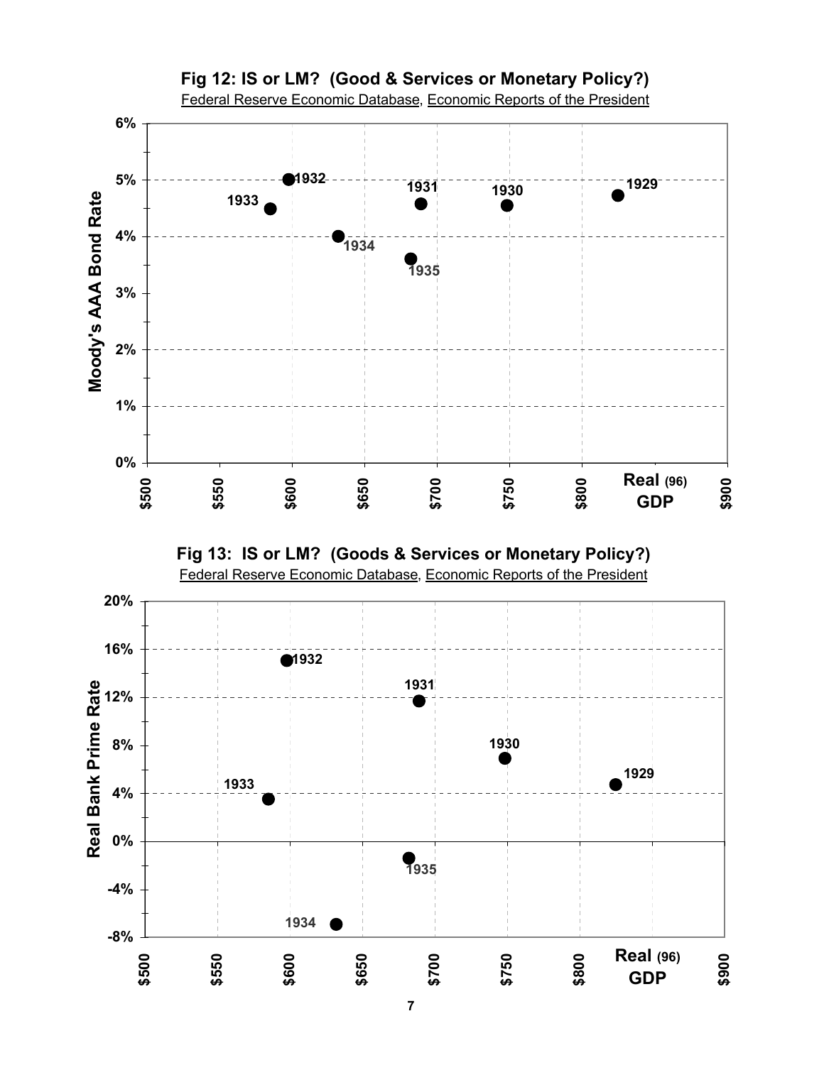## Fig 12: IS or LM? (Good & Services or Monetary Policy?)

Federal Reserve Economic Database, Economic Reports of the President

## Fig 13: IS or LM? (Goods & Services or Monetary Policy?)

Federal Reserve Economic Database, Economic Reports of the President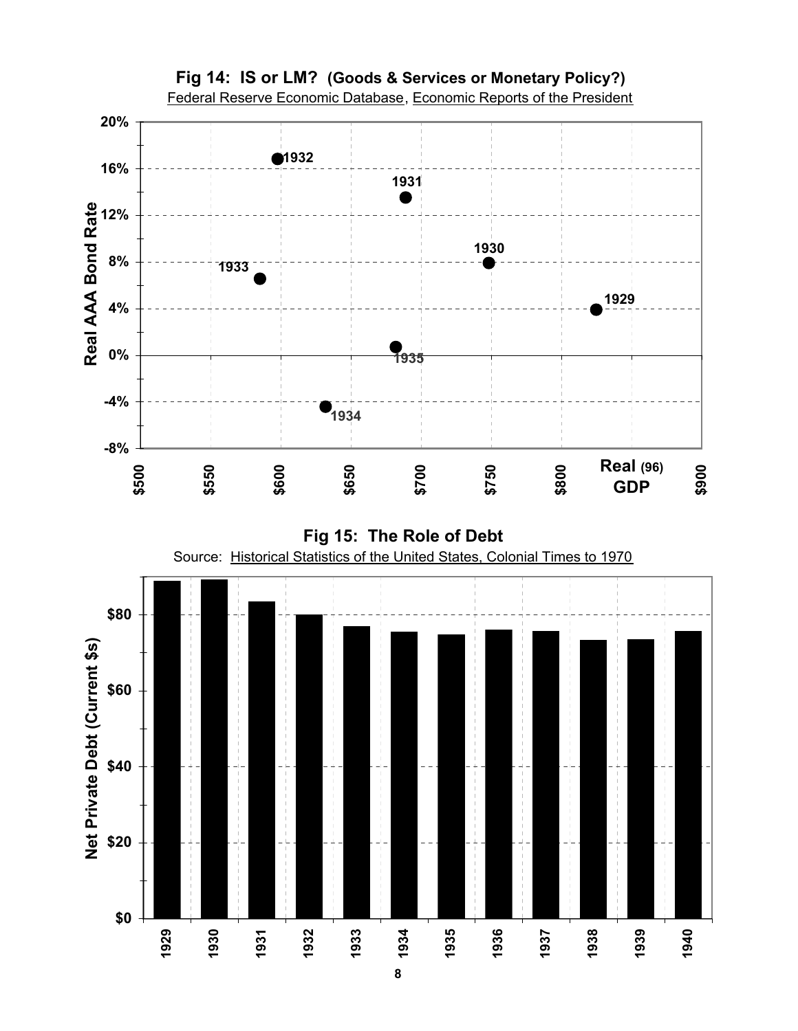**Fig 14: IS or LM? (Goods & Services or Monetary Policy?)**

Federal Reserve Economic Database, Economic Reports of the President

**Fig 15: The Role of Debt**

Source: Historical Statistics of the United States, Colonial Times to 1970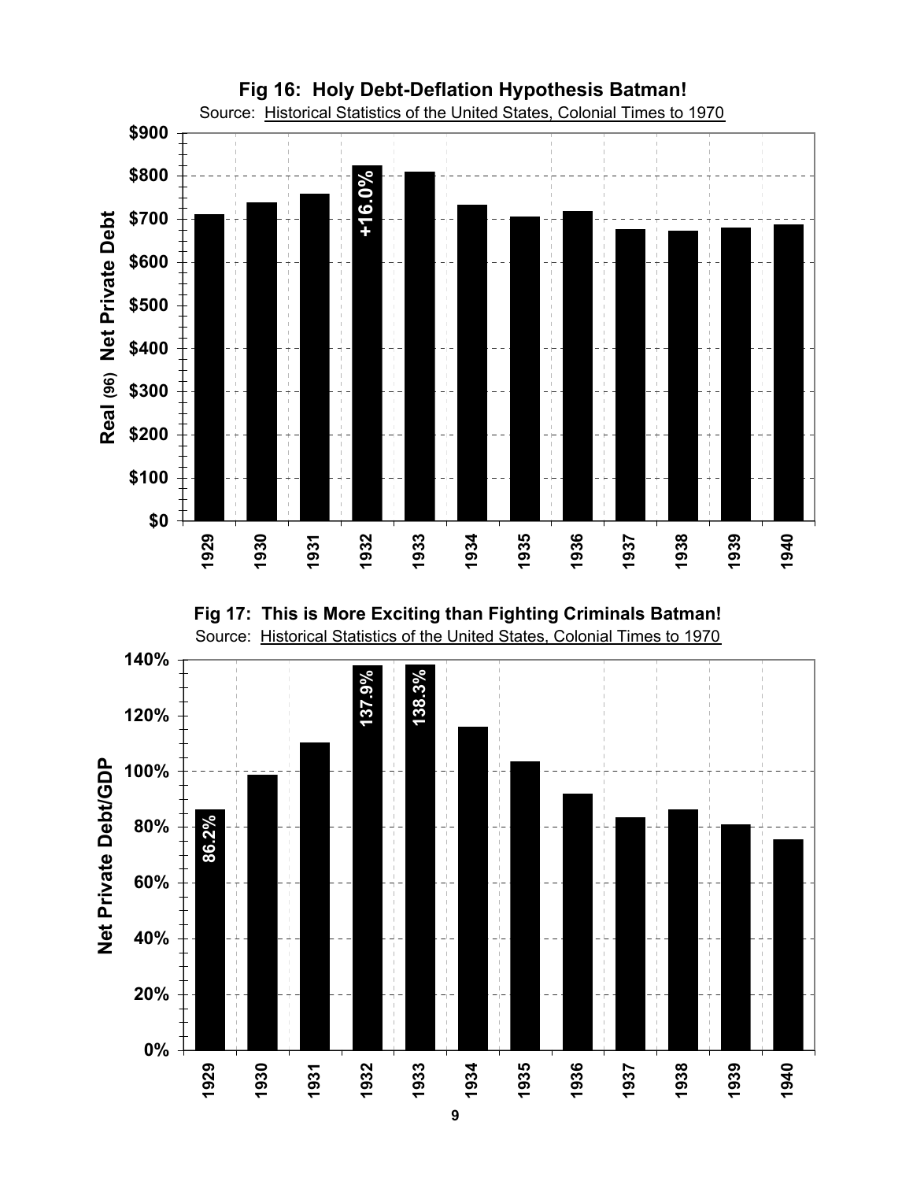**Fig 16: Holy Debt-Deflation Hypothesis Batman!**

Source: Historical Statistics of the United States, Colonial Times to 1970

Real (96) Net Private Debt

$900
$800
$700
$600
$500
$400
$300
$200
$100
$0

+16.0%

1929
1930
1931
1932
1933
1934
1935
1936
1937
1938
1939
1940

**Fig 17: This is More Exciting than Fighting Criminals Batman!**

Source: Historical Statistics of the United States, Colonial Times to 1970

Net Private Debt/GDP

140%
120%
100%
80%
60%
40%
20%
0%

86.2%
137.9%
138.3%

1929
1930
1931
1932
1933
1934
1935
1936
1937
1938
1939
1940